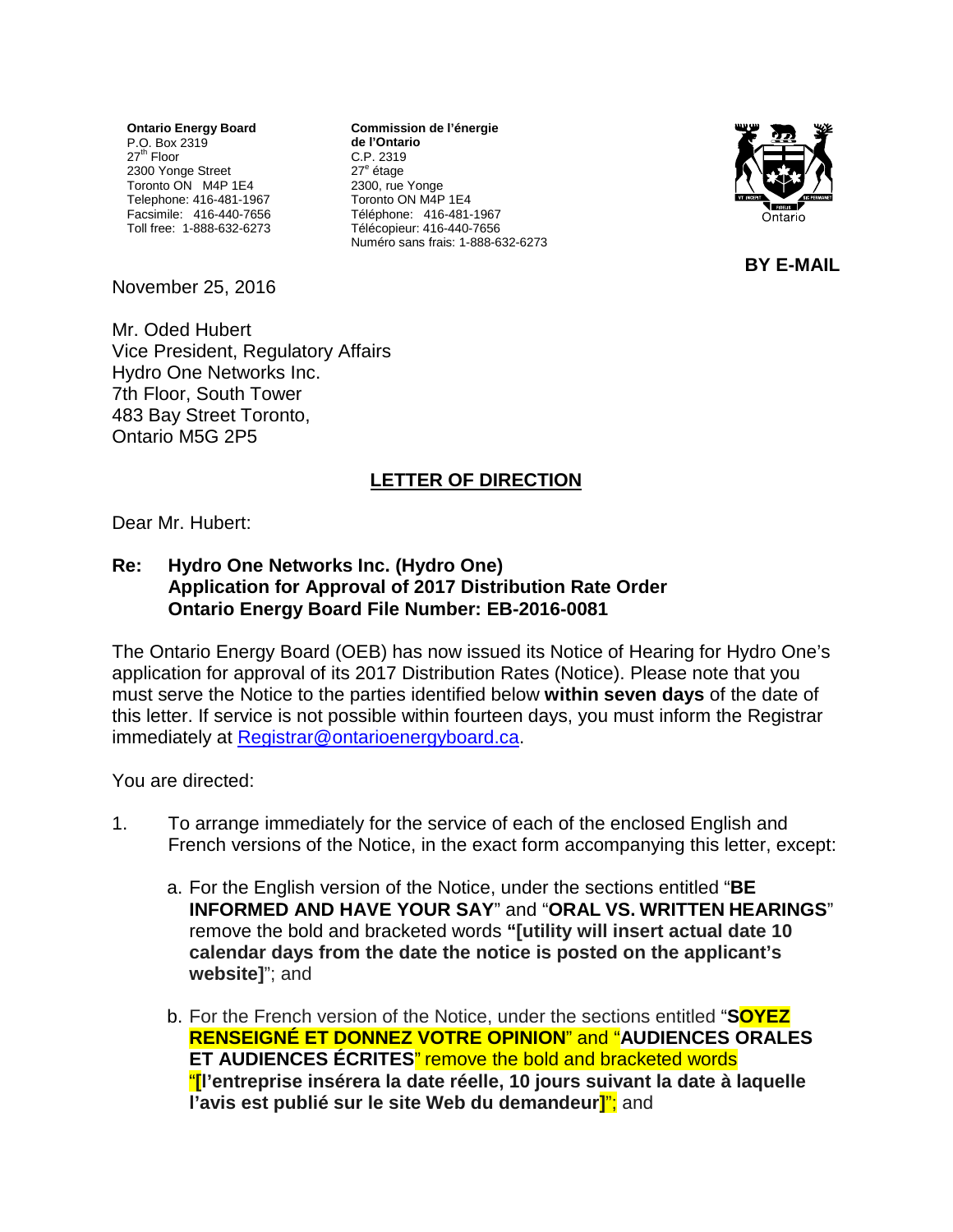**Ontario Energy Board**
P.O. Box 2319
27th Floor
2300 Yonge Street
Toronto ON M4P 1E4
Telephone: 416-481-1967
Facsimile: 416-440-7656
Toll free: 1-888-632-6273

**Commission de l'énergie de l'Ontario**
C.P. 2319
27e étage
2300, rue Yonge
Toronto ON M4P 1E4
Téléphone: 416-481-1967
Télécopieur: 416-440-7656
Numéro sans frais: 1-888-632-6273

**BY E-MAIL**

November 25, 2016

Mr. Oded Hubert
Vice President, Regulatory Affairs
Hydro One Networks Inc.
7th Floor, South Tower
483 Bay Street Toronto,
Ontario M5G 2P5

## LETTER OF DIRECTION

Dear Mr. Hubert:

**Re: Hydro One Networks Inc. (Hydro One)**
**Application for Approval of 2017 Distribution Rate Order**
**Ontario Energy Board File Number: EB-2016-0081**

The Ontario Energy Board (OEB) has now issued its Notice of Hearing for Hydro One's application for approval of its 2017 Distribution Rates (Notice). Please note that you must serve the Notice to the parties identified below **within seven days** of the date of this letter. If service is not possible within fourteen days, you must inform the Registrar immediately at Registrar@ontarioenergyboard.ca.

You are directed:

1. To arrange immediately for the service of each of the enclosed English and French versions of the Notice, in the exact form accompanying this letter, except:

   a. For the English version of the Notice, under the sections entitled "**BE INFORMED AND HAVE YOUR SAY**" and "**ORAL VS. WRITTEN HEARINGS**" remove the bold and bracketed words **"[utility will insert actual date 10 calendar days from the date the notice is posted on the applicant's website]**"; and

   b. For the French version of the Notice, under the sections entitled "**SOYEZ RENSEIGNÉ ET DONNEZ VOTRE OPINION**" and "**AUDIENCES ORALES ET AUDIENCES ÉCRITES**" remove the bold and bracketed words "**[l'entreprise insérera la date réelle, 10 jours suivant la date à laquelle l'avis est publié sur le site Web du demandeur]**"; and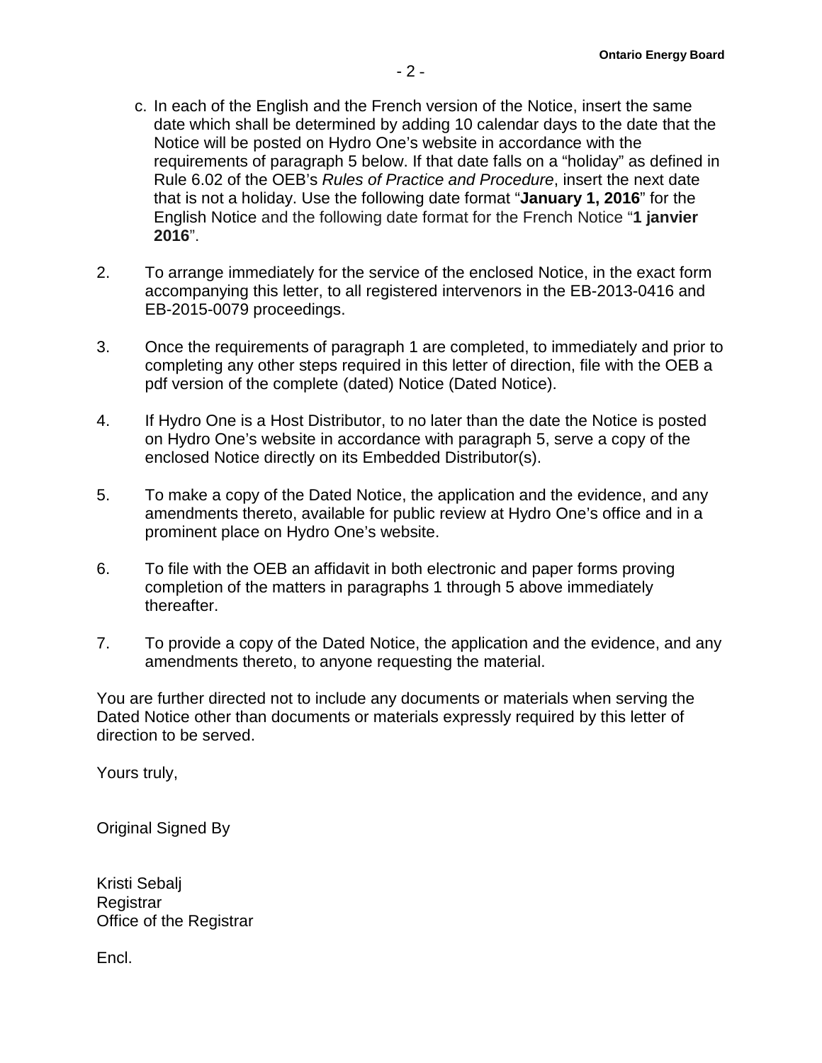c. In each of the English and the French version of the Notice, insert the same date which shall be determined by adding 10 calendar days to the date that the Notice will be posted on Hydro One's website in accordance with the requirements of paragraph 5 below. If that date falls on a "holiday" as defined in Rule 6.02 of the OEB's *Rules of Practice and Procedure*, insert the next date that is not a holiday. Use the following date format "**January 1, 2016**" for the English Notice and the following date format for the French Notice "**1 janvier 2016**".

2. To arrange immediately for the service of the enclosed Notice, in the exact form accompanying this letter, to all registered intervenors in the EB-2013-0416 and EB-2015-0079 proceedings.

3. Once the requirements of paragraph 1 are completed, to immediately and prior to completing any other steps required in this letter of direction, file with the OEB a pdf version of the complete (dated) Notice (Dated Notice).

4. If Hydro One is a Host Distributor, to no later than the date the Notice is posted on Hydro One's website in accordance with paragraph 5, serve a copy of the enclosed Notice directly on its Embedded Distributor(s).

5. To make a copy of the Dated Notice, the application and the evidence, and any amendments thereto, available for public review at Hydro One's office and in a prominent place on Hydro One's website.

6. To file with the OEB an affidavit in both electronic and paper forms proving completion of the matters in paragraphs 1 through 5 above immediately thereafter.

7. To provide a copy of the Dated Notice, the application and the evidence, and any amendments thereto, to anyone requesting the material.

You are further directed not to include any documents or materials when serving the Dated Notice other than documents or materials expressly required by this letter of direction to be served.

Yours truly,

Original Signed By

Kristi Sebalj
Registrar
Office of the Registrar

Encl.